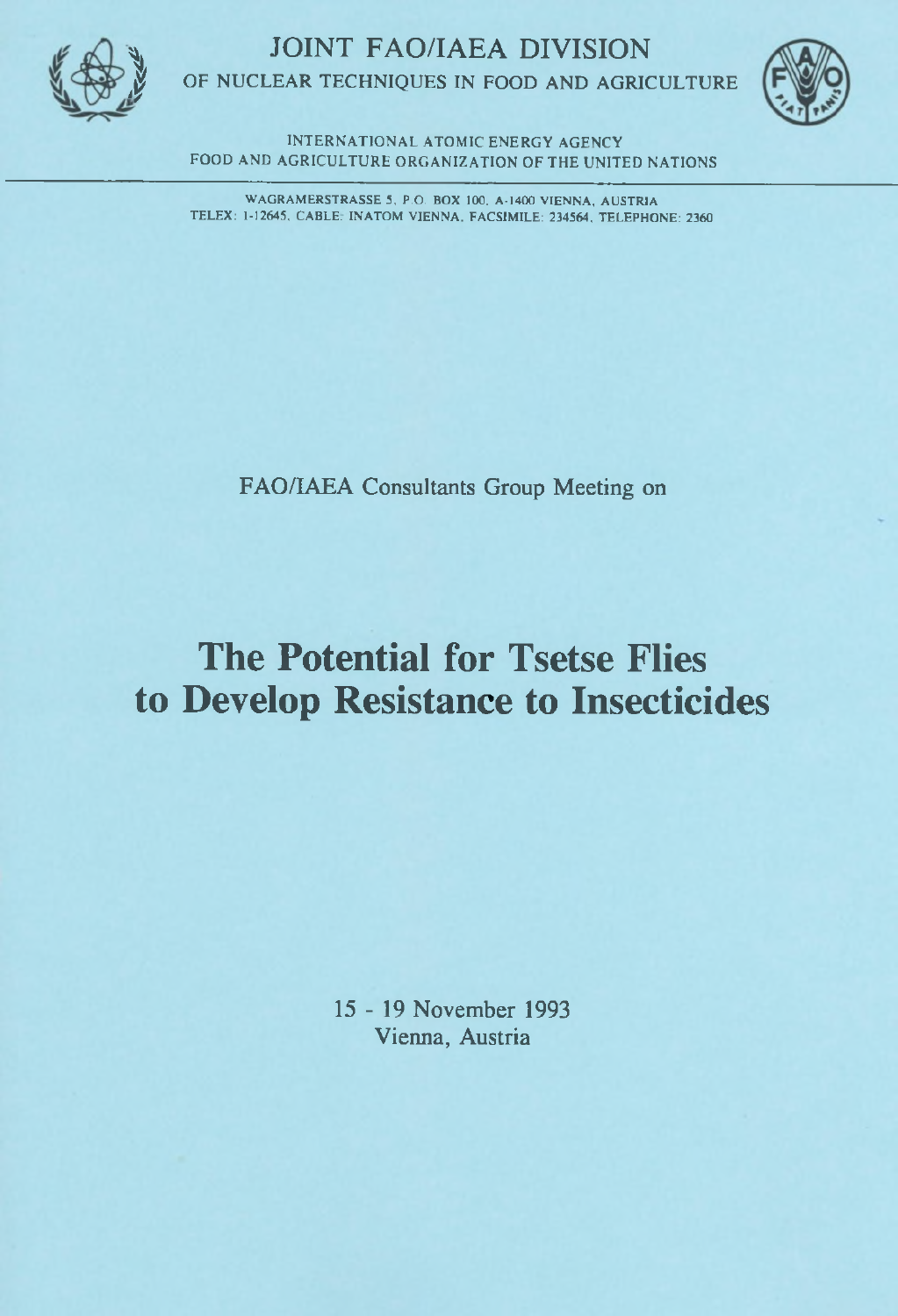# JOINT FAO/IAEA DIVISION

OF NUCLEAR TECHNIQUES IN FOOD AND AGRICULTURE

INTERNATIONAL ATOMIC ENERGY AGENCY
FOOD AND AGRICULTURE ORGANIZATION OF THE UNITED NATIONS

WAGRAMERSTRASSE 5, P.O. BOX 100, A-1400 VIENNA, AUSTRIA
TELEX: 1-12645, CABLE: INATOM VIENNA, FACSIMILE: 234564, TELEPHONE: 2360

FAO/IAEA Consultants Group Meeting on

# The Potential for Tsetse Flies to Develop Resistance to Insecticides

15 - 19 November 1993
Vienna, Austria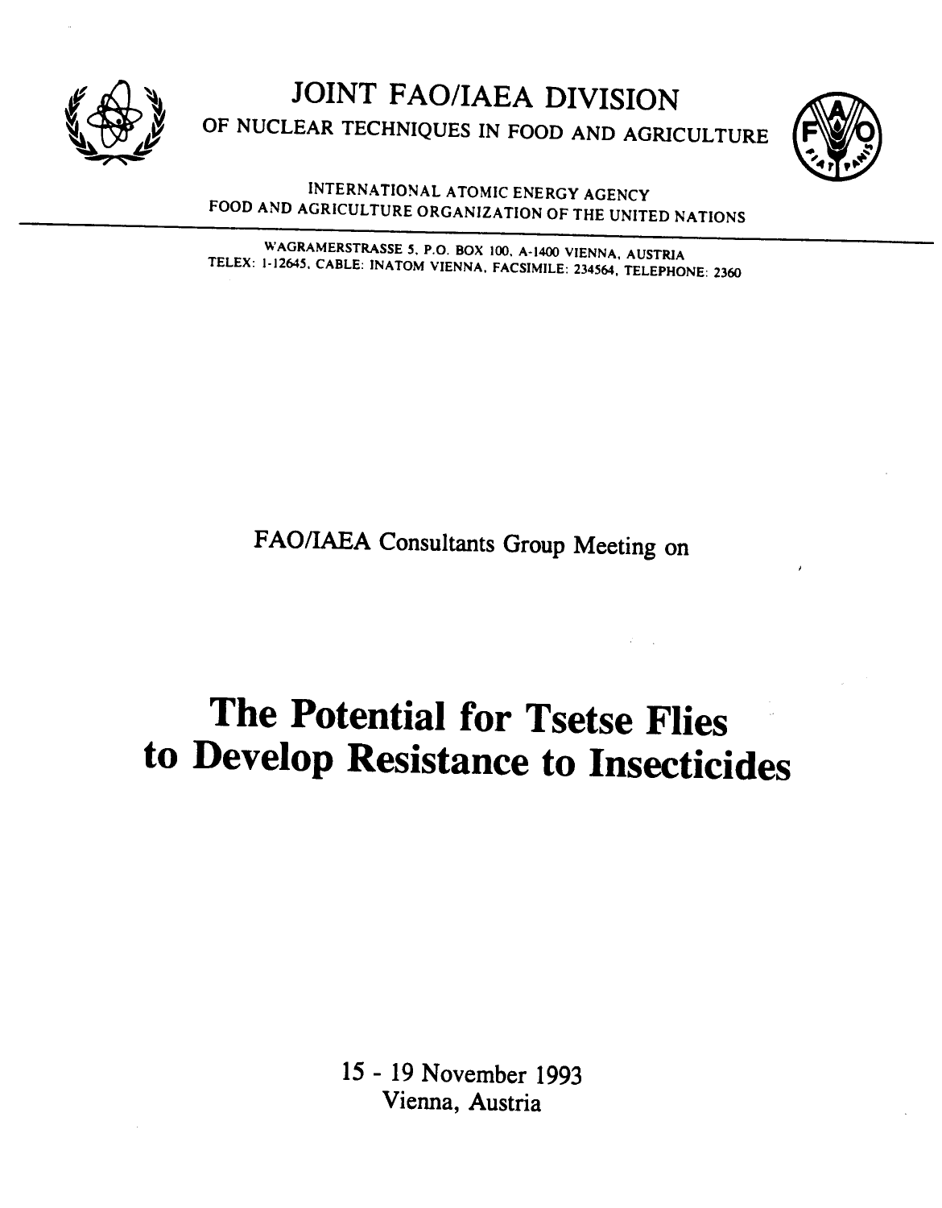# JOINT FAO/IAEA DIVISION

OF NUCLEAR TECHNIQUES IN FOOD AND AGRICULTURE

INTERNATIONAL ATOMIC ENERGY AGENCY
FOOD AND AGRICULTURE ORGANIZATION OF THE UNITED NATIONS

WAGRAMERSTRASSE 5, P.O. BOX 100, A-1400 VIENNA, AUSTRIA
TELEX: 1-12645, CABLE: INATOM VIENNA, FACSIMILE: 234564, TELEPHONE: 2360

FAO/IAEA Consultants Group Meeting on

# The Potential for Tsetse Flies to Develop Resistance to Insecticides

15 - 19 November 1993
Vienna, Austria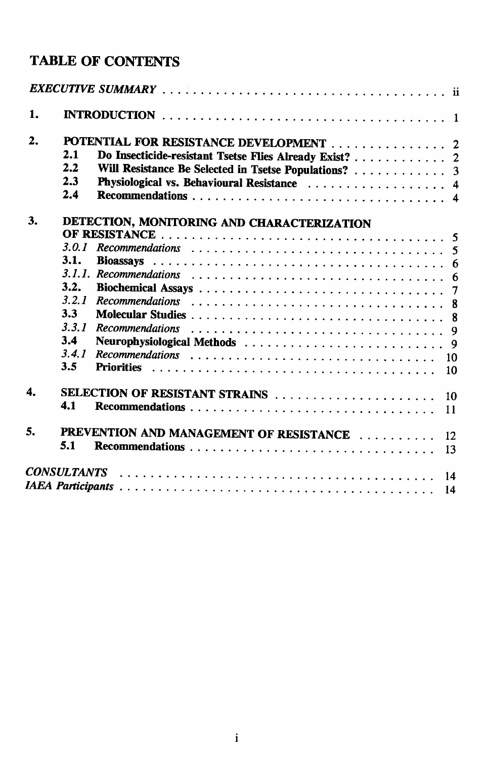# TABLE OF CONTENTS

*EXECUTIVE SUMMARY* . . . . . . . . . . . . . . . . . . . . . . . . . . . . . . . . . . . ii

1. **INTRODUCTION** . . . . . . . . . . . . . . . . . . . . . . . . . . . . . . . . . . . 1

2. **POTENTIAL FOR RESISTANCE DEVELOPMENT** . . . . . . . . . . . . . . . 2
   - 2.1 **Do Insecticide-resistant Tsetse Flies Already Exist?** . . . . . . . . . . . . 2
   - 2.2 **Will Resistance Be Selected in Tsetse Populations?** . . . . . . . . . . . . 3
   - 2.3 **Physiological vs. Behavioural Resistance** . . . . . . . . . . . . . . . . . . 4
   - 2.4 **Recommendations** . . . . . . . . . . . . . . . . . . . . . . . . . . . . . 4

3. **DETECTION, MONITORING AND CHARACTERIZATION OF RESISTANCE** . . . . . . . . . . . . . . . . . . . . . . . . . . . . . . . . . . . 5
   - *3.0.1 Recommendations* . . . . . . . . . . . . . . . . . . . . . . . . . . . . . 5
   - 3.1. **Bioassays** . . . . . . . . . . . . . . . . . . . . . . . . . . . . . . . . . . 6
   - *3.1.1. Recommendations* . . . . . . . . . . . . . . . . . . . . . . . . . . . . 6
   - 3.2. **Biochemical Assays** . . . . . . . . . . . . . . . . . . . . . . . . . . . . . 7
   - *3.2.1 Recommendations* . . . . . . . . . . . . . . . . . . . . . . . . . . . . . 8
   - 3.3 **Molecular Studies** . . . . . . . . . . . . . . . . . . . . . . . . . . . . . . 8
   - *3.3.1 Recommendations* . . . . . . . . . . . . . . . . . . . . . . . . . . . . . 9
   - 3.4 **Neurophysiological Methods** . . . . . . . . . . . . . . . . . . . . . . . . 9
   - *3.4.1 Recommendations* . . . . . . . . . . . . . . . . . . . . . . . . . . . . . 10
   - 3.5 **Priorities** . . . . . . . . . . . . . . . . . . . . . . . . . . . . . . . . . . 10

4. **SELECTION OF RESISTANT STRAINS** . . . . . . . . . . . . . . . . . . . . 10
   - 4.1 **Recommendations** . . . . . . . . . . . . . . . . . . . . . . . . . . . . . . 11

5. **PREVENTION AND MANAGEMENT OF RESISTANCE** . . . . . . . . . . 12
   - 5.1 **Recommendations** . . . . . . . . . . . . . . . . . . . . . . . . . . . . . . 13

*CONSULTANTS* . . . . . . . . . . . . . . . . . . . . . . . . . . . . . . . . . . . . 14

*IAEA Participants* . . . . . . . . . . . . . . . . . . . . . . . . . . . . . . . . . . . 14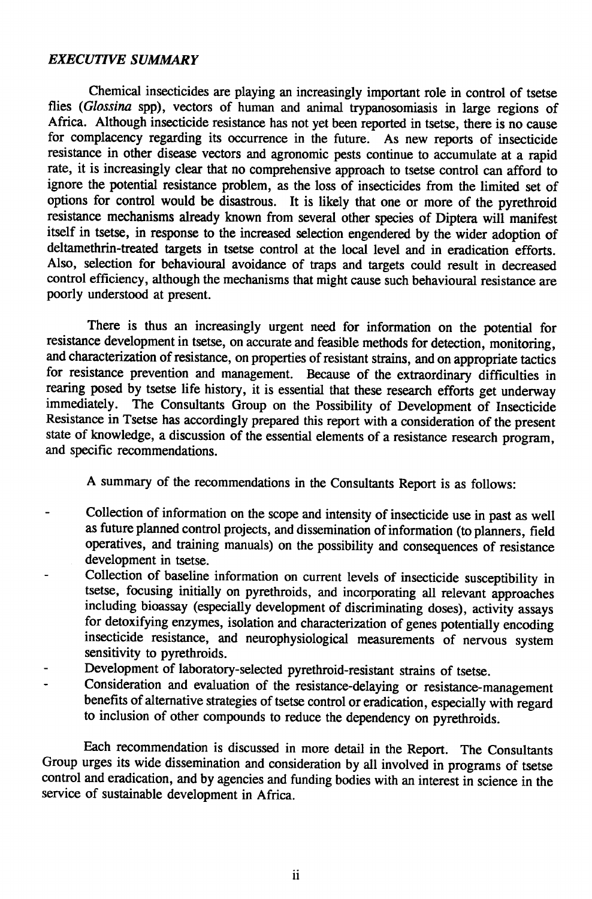## *EXECUTIVE SUMMARY*

Chemical insecticides are playing an increasingly important role in control of tsetse flies (*Glossina* spp), vectors of human and animal trypanosomiasis in large regions of Africa. Although insecticide resistance has not yet been reported in tsetse, there is no cause for complacency regarding its occurrence in the future. As new reports of insecticide resistance in other disease vectors and agronomic pests continue to accumulate at a rapid rate, it is increasingly clear that no comprehensive approach to tsetse control can afford to ignore the potential resistance problem, as the loss of insecticides from the limited set of options for control would be disastrous. It is likely that one or more of the pyrethroid resistance mechanisms already known from several other species of Diptera will manifest itself in tsetse, in response to the increased selection engendered by the wider adoption of deltamethrin-treated targets in tsetse control at the local level and in eradication efforts. Also, selection for behavioural avoidance of traps and targets could result in decreased control efficiency, although the mechanisms that might cause such behavioural resistance are poorly understood at present.

There is thus an increasingly urgent need for information on the potential for resistance development in tsetse, on accurate and feasible methods for detection, monitoring, and characterization of resistance, on properties of resistant strains, and on appropriate tactics for resistance prevention and management. Because of the extraordinary difficulties in rearing posed by tsetse life history, it is essential that these research efforts get underway immediately. The Consultants Group on the Possibility of Development of Insecticide Resistance in Tsetse has accordingly prepared this report with a consideration of the present state of knowledge, a discussion of the essential elements of a resistance research program, and specific recommendations.

A summary of the recommendations in the Consultants Report is as follows:

- Collection of information on the scope and intensity of insecticide use in past as well as future planned control projects, and dissemination of information (to planners, field operatives, and training manuals) on the possibility and consequences of resistance development in tsetse.
- Collection of baseline information on current levels of insecticide susceptibility in tsetse, focusing initially on pyrethroids, and incorporating all relevant approaches including bioassay (especially development of discriminating doses), activity assays for detoxifying enzymes, isolation and characterization of genes potentially encoding insecticide resistance, and neurophysiological measurements of nervous system sensitivity to pyrethroids.
- Development of laboratory-selected pyrethroid-resistant strains of tsetse.
- Consideration and evaluation of the resistance-delaying or resistance-management benefits of alternative strategies of tsetse control or eradication, especially with regard to inclusion of other compounds to reduce the dependency on pyrethroids.

Each recommendation is discussed in more detail in the Report. The Consultants Group urges its wide dissemination and consideration by all involved in programs of tsetse control and eradication, and by agencies and funding bodies with an interest in science in the service of sustainable development in Africa.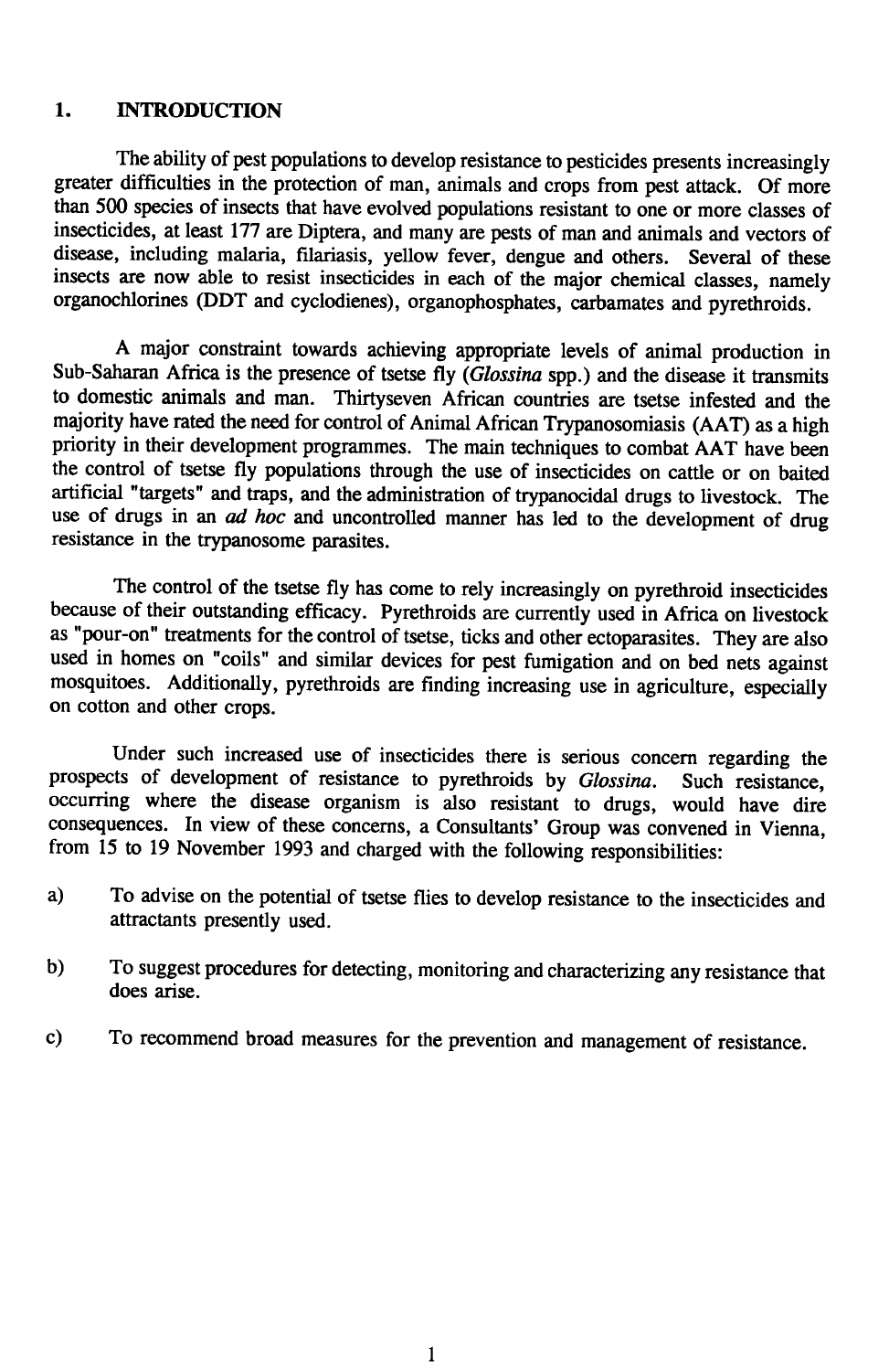# 1. INTRODUCTION

The ability of pest populations to develop resistance to pesticides presents increasingly greater difficulties in the protection of man, animals and crops from pest attack. Of more than 500 species of insects that have evolved populations resistant to one or more classes of insecticides, at least 177 are Diptera, and many are pests of man and animals and vectors of disease, including malaria, filariasis, yellow fever, dengue and others. Several of these insects are now able to resist insecticides in each of the major chemical classes, namely organochlorines (DDT and cyclodienes), organophosphates, carbamates and pyrethroids.

A major constraint towards achieving appropriate levels of animal production in Sub-Saharan Africa is the presence of tsetse fly (*Glossina* spp.) and the disease it transmits to domestic animals and man. Thirtyseven African countries are tsetse infested and the majority have rated the need for control of Animal African Trypanosomiasis (AAT) as a high priority in their development programmes. The main techniques to combat AAT have been the control of tsetse fly populations through the use of insecticides on cattle or on baited artificial "targets" and traps, and the administration of trypanocidal drugs to livestock. The use of drugs in an *ad hoc* and uncontrolled manner has led to the development of drug resistance in the trypanosome parasites.

The control of the tsetse fly has come to rely increasingly on pyrethroid insecticides because of their outstanding efficacy. Pyrethroids are currently used in Africa on livestock as "pour-on" treatments for the control of tsetse, ticks and other ectoparasites. They are also used in homes on "coils" and similar devices for pest fumigation and on bed nets against mosquitoes. Additionally, pyrethroids are finding increasing use in agriculture, especially on cotton and other crops.

Under such increased use of insecticides there is serious concern regarding the prospects of development of resistance to pyrethroids by *Glossina*. Such resistance, occurring where the disease organism is also resistant to drugs, would have dire consequences. In view of these concerns, a Consultants' Group was convened in Vienna, from 15 to 19 November 1993 and charged with the following responsibilities:

a) To advise on the potential of tsetse flies to develop resistance to the insecticides and attractants presently used.

b) To suggest procedures for detecting, monitoring and characterizing any resistance that does arise.

c) To recommend broad measures for the prevention and management of resistance.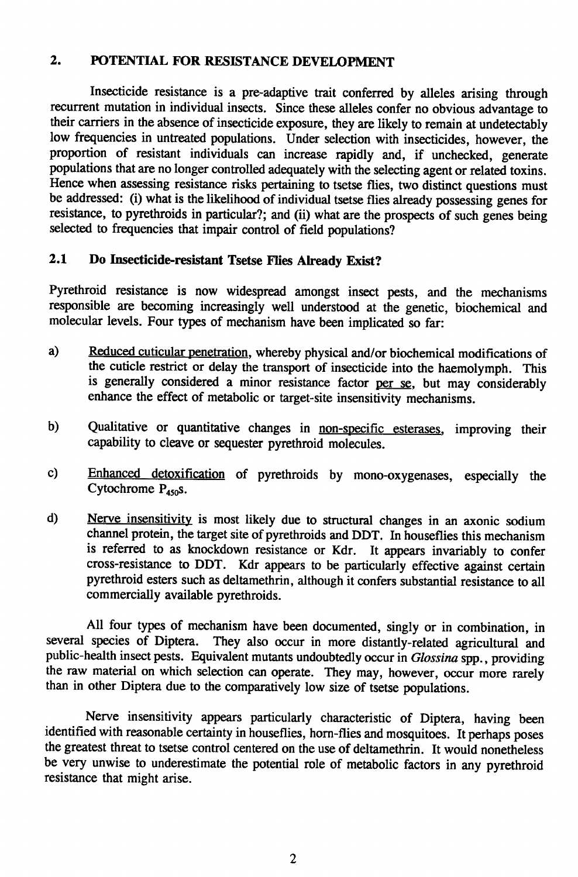## 2. POTENTIAL FOR RESISTANCE DEVELOPMENT

Insecticide resistance is a pre-adaptive trait conferred by alleles arising through recurrent mutation in individual insects. Since these alleles confer no obvious advantage to their carriers in the absence of insecticide exposure, they are likely to remain at undetectably low frequencies in untreated populations. Under selection with insecticides, however, the proportion of resistant individuals can increase rapidly and, if unchecked, generate populations that are no longer controlled adequately with the selecting agent or related toxins. Hence when assessing resistance risks pertaining to tsetse flies, two distinct questions must be addressed: (i) what is the likelihood of individual tsetse flies already possessing genes for resistance, to pyrethroids in particular?; and (ii) what are the prospects of such genes being selected to frequencies that impair control of field populations?

### 2.1 Do Insecticide-resistant Tsetse Flies Already Exist?

Pyrethroid resistance is now widespread amongst insect pests, and the mechanisms responsible are becoming increasingly well understood at the genetic, biochemical and molecular levels. Four types of mechanism have been implicated so far:

a) Reduced cuticular penetration, whereby physical and/or biochemical modifications of the cuticle restrict or delay the transport of insecticide into the haemolymph. This is generally considered a minor resistance factor per se, but may considerably enhance the effect of metabolic or target-site insensitivity mechanisms.

b) Qualitative or quantitative changes in non-specific esterases, improving their capability to cleave or sequester pyrethroid molecules.

c) Enhanced detoxification of pyrethroids by mono-oxygenases, especially the Cytochrome $P_{450}$s.

d) Nerve insensitivity is most likely due to structural changes in an axonic sodium channel protein, the target site of pyrethroids and DDT. In houseflies this mechanism is referred to as knockdown resistance or Kdr. It appears invariably to confer cross-resistance to DDT. Kdr appears to be particularly effective against certain pyrethroid esters such as deltamethrin, although it confers substantial resistance to all commercially available pyrethroids.

All four types of mechanism have been documented, singly or in combination, in several species of Diptera. They also occur in more distantly-related agricultural and public-health insect pests. Equivalent mutants undoubtedly occur in *Glossina* spp., providing the raw material on which selection can operate. They may, however, occur more rarely than in other Diptera due to the comparatively low size of tsetse populations.

Nerve insensitivity appears particularly characteristic of Diptera, having been identified with reasonable certainty in houseflies, horn-flies and mosquitoes. It perhaps poses the greatest threat to tsetse control centered on the use of deltamethrin. It would nonetheless be very unwise to underestimate the potential role of metabolic factors in any pyrethroid resistance that might arise.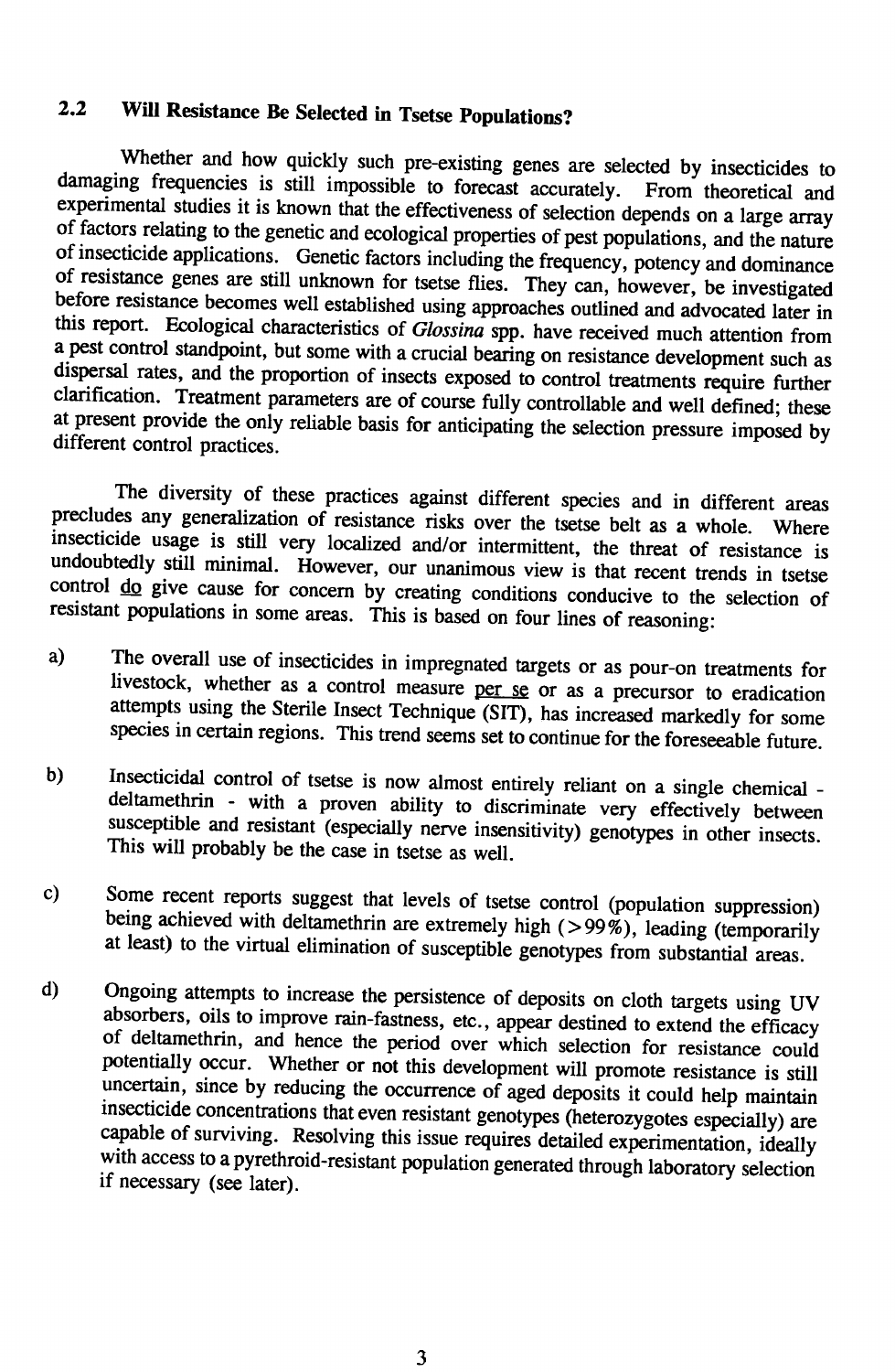## 2.2 Will Resistance Be Selected in Tsetse Populations?

Whether and how quickly such pre-existing genes are selected by insecticides to damaging frequencies is still impossible to forecast accurately. From theoretical and experimental studies it is known that the effectiveness of selection depends on a large array of factors relating to the genetic and ecological properties of pest populations, and the nature of insecticide applications. Genetic factors including the frequency, potency and dominance of resistance genes are still unknown for tsetse flies. They can, however, be investigated before resistance becomes well established using approaches outlined and advocated later in this report. Ecological characteristics of *Glossina* spp. have received much attention from a pest control standpoint, but some with a crucial bearing on resistance development such as dispersal rates, and the proportion of insects exposed to control treatments require further clarification. Treatment parameters are of course fully controllable and well defined; these at present provide the only reliable basis for anticipating the selection pressure imposed by different control practices.

The diversity of these practices against different species and in different areas precludes any generalization of resistance risks over the tsetse belt as a whole. Where insecticide usage is still very localized and/or intermittent, the threat of resistance is undoubtedly still minimal. However, our unanimous view is that recent trends in tsetse control do give cause for concern by creating conditions conducive to the selection of resistant populations in some areas. This is based on four lines of reasoning:

a) The overall use of insecticides in impregnated targets or as pour-on treatments for livestock, whether as a control measure per se or as a precursor to eradication attempts using the Sterile Insect Technique (SIT), has increased markedly for some species in certain regions. This trend seems set to continue for the foreseeable future.

b) Insecticidal control of tsetse is now almost entirely reliant on a single chemical - deltamethrin - with a proven ability to discriminate very effectively between susceptible and resistant (especially nerve insensitivity) genotypes in other insects. This will probably be the case in tsetse as well.

c) Some recent reports suggest that levels of tsetse control (population suppression) being achieved with deltamethrin are extremely high (>99%), leading (temporarily at least) to the virtual elimination of susceptible genotypes from substantial areas.

d) Ongoing attempts to increase the persistence of deposits on cloth targets using UV absorbers, oils to improve rain-fastness, etc., appear destined to extend the efficacy of deltamethrin, and hence the period over which selection for resistance could potentially occur. Whether or not this development will promote resistance is still uncertain, since by reducing the occurrence of aged deposits it could help maintain insecticide concentrations that even resistant genotypes (heterozygotes especially) are capable of surviving. Resolving this issue requires detailed experimentation, ideally with access to a pyrethroid-resistant population generated through laboratory selection if necessary (see later).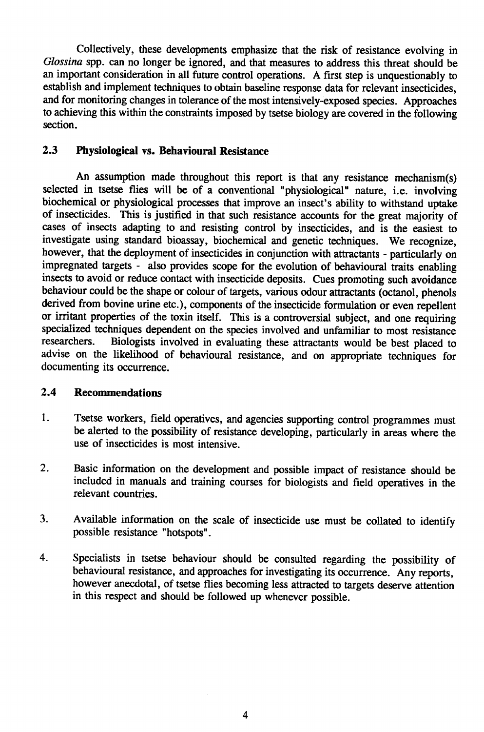Collectively, these developments emphasize that the risk of resistance evolving in *Glossina* spp. can no longer be ignored, and that measures to address this threat should be an important consideration in all future control operations. A first step is unquestionably to establish and implement techniques to obtain baseline response data for relevant insecticides, and for monitoring changes in tolerance of the most intensively-exposed species. Approaches to achieving this within the constraints imposed by tsetse biology are covered in the following section.

### 2.3 Physiological vs. Behavioural Resistance

An assumption made throughout this report is that any resistance mechanism(s) selected in tsetse flies will be of a conventional "physiological" nature, i.e. involving biochemical or physiological processes that improve an insect's ability to withstand uptake of insecticides. This is justified in that such resistance accounts for the great majority of cases of insects adapting to and resisting control by insecticides, and is the easiest to investigate using standard bioassay, biochemical and genetic techniques. We recognize, however, that the deployment of insecticides in conjunction with attractants - particularly on impregnated targets - also provides scope for the evolution of behavioural traits enabling insects to avoid or reduce contact with insecticide deposits. Cues promoting such avoidance behaviour could be the shape or colour of targets, various odour attractants (octanol, phenols derived from bovine urine etc.), components of the insecticide formulation or even repellent or irritant properties of the toxin itself. This is a controversial subject, and one requiring specialized techniques dependent on the species involved and unfamiliar to most resistance researchers. Biologists involved in evaluating these attractants would be best placed to advise on the likelihood of behavioural resistance, and on appropriate techniques for documenting its occurrence.

### 2.4 Recommendations

1. Tsetse workers, field operatives, and agencies supporting control programmes must be alerted to the possibility of resistance developing, particularly in areas where the use of insecticides is most intensive.

2. Basic information on the development and possible impact of resistance should be included in manuals and training courses for biologists and field operatives in the relevant countries.

3. Available information on the scale of insecticide use must be collated to identify possible resistance "hotspots".

4. Specialists in tsetse behaviour should be consulted regarding the possibility of behavioural resistance, and approaches for investigating its occurrence. Any reports, however anecdotal, of tsetse flies becoming less attracted to targets deserve attention in this respect and should be followed up whenever possible.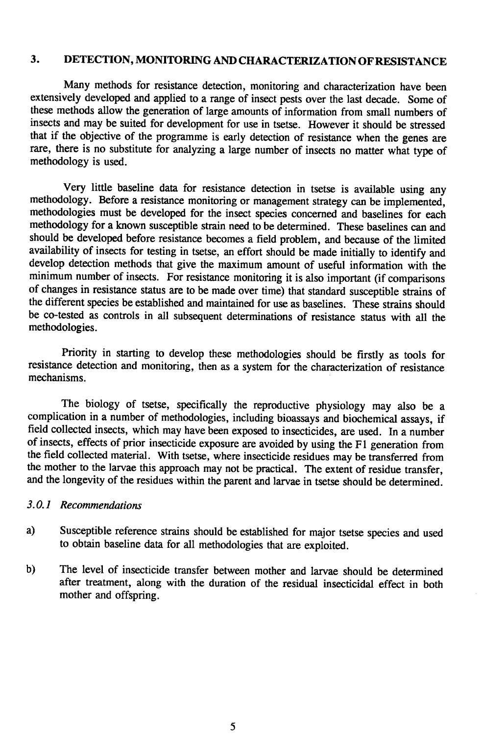## 3. DETECTION, MONITORING AND CHARACTERIZATION OF RESISTANCE

Many methods for resistance detection, monitoring and characterization have been extensively developed and applied to a range of insect pests over the last decade. Some of these methods allow the generation of large amounts of information from small numbers of insects and may be suited for development for use in tsetse. However it should be stressed that if the objective of the programme is early detection of resistance when the genes are rare, there is no substitute for analyzing a large number of insects no matter what type of methodology is used.

Very little baseline data for resistance detection in tsetse is available using any methodology. Before a resistance monitoring or management strategy can be implemented, methodologies must be developed for the insect species concerned and baselines for each methodology for a known susceptible strain need to be determined. These baselines can and should be developed before resistance becomes a field problem, and because of the limited availability of insects for testing in tsetse, an effort should be made initially to identify and develop detection methods that give the maximum amount of useful information with the minimum number of insects. For resistance monitoring it is also important (if comparisons of changes in resistance status are to be made over time) that standard susceptible strains of the different species be established and maintained for use as baselines. These strains should be co-tested as controls in all subsequent determinations of resistance status with all the methodologies.

Priority in starting to develop these methodologies should be firstly as tools for resistance detection and monitoring, then as a system for the characterization of resistance mechanisms.

The biology of tsetse, specifically the reproductive physiology may also be a complication in a number of methodologies, including bioassays and biochemical assays, if field collected insects, which may have been exposed to insecticides, are used. In a number of insects, effects of prior insecticide exposure are avoided by using the F1 generation from the field collected material. With tsetse, where insecticide residues may be transferred from the mother to the larvae this approach may not be practical. The extent of residue transfer, and the longevity of the residues within the parent and larvae in tsetse should be determined.

### *3.0.1 Recommendations*

a) Susceptible reference strains should be established for major tsetse species and used to obtain baseline data for all methodologies that are exploited.

b) The level of insecticide transfer between mother and larvae should be determined after treatment, along with the duration of the residual insecticidal effect in both mother and offspring.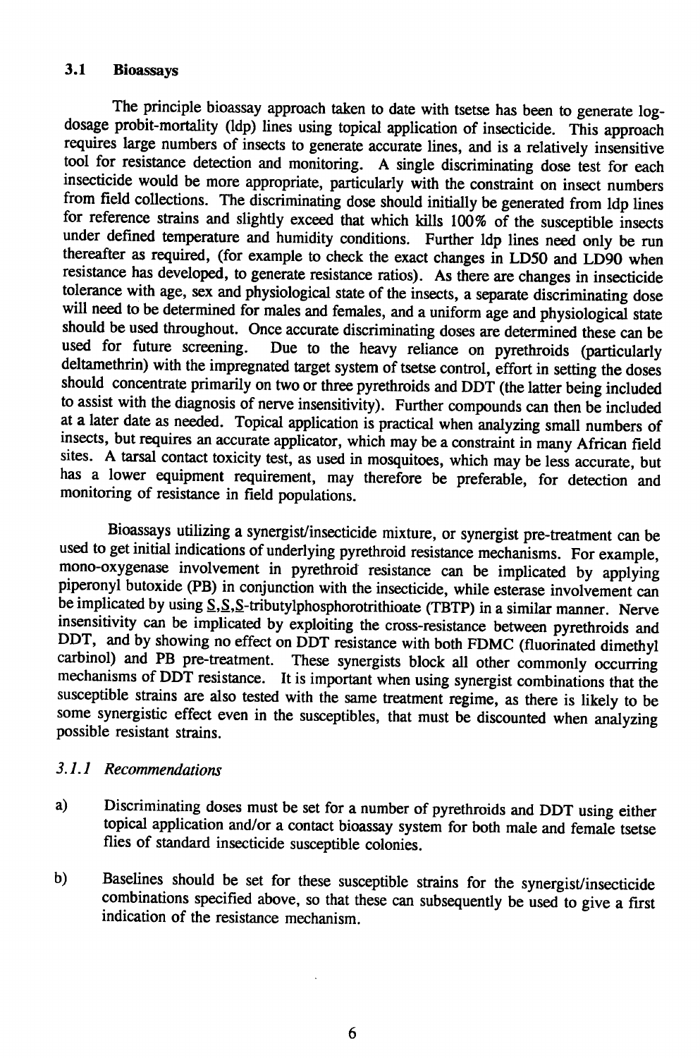### 3.1 Bioassays

The principle bioassay approach taken to date with tsetse has been to generate log-dosage probit-mortality (ldp) lines using topical application of insecticide. This approach requires large numbers of insects to generate accurate lines, and is a relatively insensitive tool for resistance detection and monitoring. A single discriminating dose test for each insecticide would be more appropriate, particularly with the constraint on insect numbers from field collections. The discriminating dose should initially be generated from ldp lines for reference strains and slightly exceed that which kills 100% of the susceptible insects under defined temperature and humidity conditions. Further ldp lines need only be run thereafter as required, (for example to check the exact changes in LD50 and LD90 when resistance has developed, to generate resistance ratios). As there are changes in insecticide tolerance with age, sex and physiological state of the insects, a separate discriminating dose will need to be determined for males and females, and a uniform age and physiological state should be used throughout. Once accurate discriminating doses are determined these can be used for future screening. Due to the heavy reliance on pyrethroids (particularly deltamethrin) with the impregnated target system of tsetse control, effort in setting the doses should concentrate primarily on two or three pyrethroids and DDT (the latter being included to assist with the diagnosis of nerve insensitivity). Further compounds can then be included at a later date as needed. Topical application is practical when analyzing small numbers of insects, but requires an accurate applicator, which may be a constraint in many African field sites. A tarsal contact toxicity test, as used in mosquitoes, which may be less accurate, but has a lower equipment requirement, may therefore be preferable, for detection and monitoring of resistance in field populations.

Bioassays utilizing a synergist/insecticide mixture, or synergist pre-treatment can be used to get initial indications of underlying pyrethroid resistance mechanisms. For example, mono-oxygenase involvement in pyrethroid resistance can be implicated by applying piperonyl butoxide (PB) in conjunction with the insecticide, while esterase involvement can be implicated by using S,S,S-tributylphosphorotrithioate (TBTP) in a similar manner. Nerve insensitivity can be implicated by exploiting the cross-resistance between pyrethroids and DDT, and by showing no effect on DDT resistance with both FDMC (fluorinated dimethyl carbinol) and PB pre-treatment. These synergists block all other commonly occurring mechanisms of DDT resistance. It is important when using synergist combinations that the susceptible strains are also tested with the same treatment regime, as there is likely to be some synergistic effect even in the susceptibles, that must be discounted when analyzing possible resistant strains.

#### *3.1.1 Recommendations*

a) Discriminating doses must be set for a number of pyrethroids and DDT using either topical application and/or a contact bioassay system for both male and female tsetse flies of standard insecticide susceptible colonies.

b) Baselines should be set for these susceptible strains for the synergist/insecticide combinations specified above, so that these can subsequently be used to give a first indication of the resistance mechanism.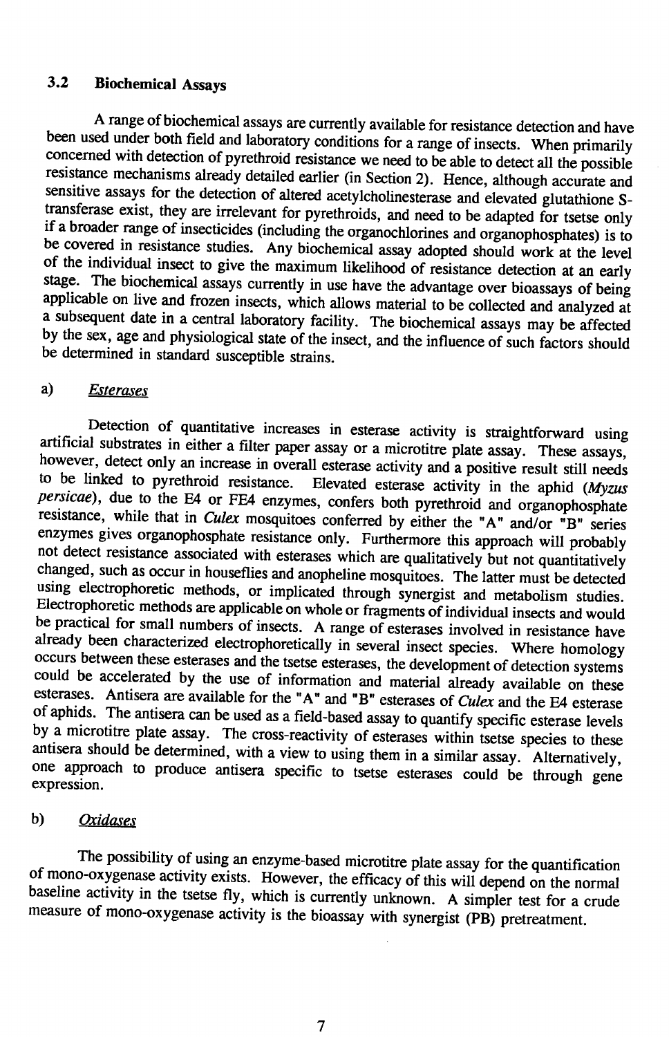## 3.2 Biochemical Assays

A range of biochemical assays are currently available for resistance detection and have been used under both field and laboratory conditions for a range of insects. When primarily concerned with detection of pyrethroid resistance we need to be able to detect all the possible resistance mechanisms already detailed earlier (in Section 2). Hence, although accurate and sensitive assays for the detection of altered acetylcholinesterase and elevated glutathione S-transferase exist, they are irrelevant for pyrethroids, and need to be adapted for tsetse only if a broader range of insecticides (including the organochlorines and organophosphates) is to be covered in resistance studies. Any biochemical assay adopted should work at the level of the individual insect to give the maximum likelihood of resistance detection at an early stage. The biochemical assays currently in use have the advantage over bioassays of being applicable on live and frozen insects, which allows material to be collected and analyzed at a subsequent date in a central laboratory facility. The biochemical assays may be affected by the sex, age and physiological state of the insect, and the influence of such factors should be determined in standard susceptible strains.

### a) *Esterases*

Detection of quantitative increases in esterase activity is straightforward using artificial substrates in either a filter paper assay or a microtitre plate assay. These assays, however, detect only an increase in overall esterase activity and a positive result still needs to be linked to pyrethroid resistance. Elevated esterase activity in the aphid (*Myzus persicae*), due to the E4 or FE4 enzymes, confers both pyrethroid and organophosphate resistance, while that in *Culex* mosquitoes conferred by either the "A" and/or "B" series enzymes gives organophosphate resistance only. Furthermore this approach will probably not detect resistance associated with esterases which are qualitatively but not quantitatively changed, such as occur in houseflies and anopheline mosquitoes. The latter must be detected using electrophoretic methods, or implicated through synergist and metabolism studies. Electrophoretic methods are applicable on whole or fragments of individual insects and would be practical for small numbers of insects. A range of esterases involved in resistance have already been characterized electrophoretically in several insect species. Where homology occurs between these esterases and the tsetse esterases, the development of detection systems could be accelerated by the use of information and material already available on these esterases. Antisera are available for the "A" and "B" esterases of *Culex* and the E4 esterase of aphids. The antisera can be used as a field-based assay to quantify specific esterase levels by a microtitre plate assay. The cross-reactivity of esterases within tsetse species to these antisera should be determined, with a view to using them in a similar assay. Alternatively, one approach to produce antisera specific to tsetse esterases could be through gene expression.

### b) *Oxidases*

The possibility of using an enzyme-based microtitre plate assay for the quantification of mono-oxygenase activity exists. However, the efficacy of this will depend on the normal baseline activity in the tsetse fly, which is currently unknown. A simpler test for a crude measure of mono-oxygenase activity is the bioassay with synergist (PB) pretreatment.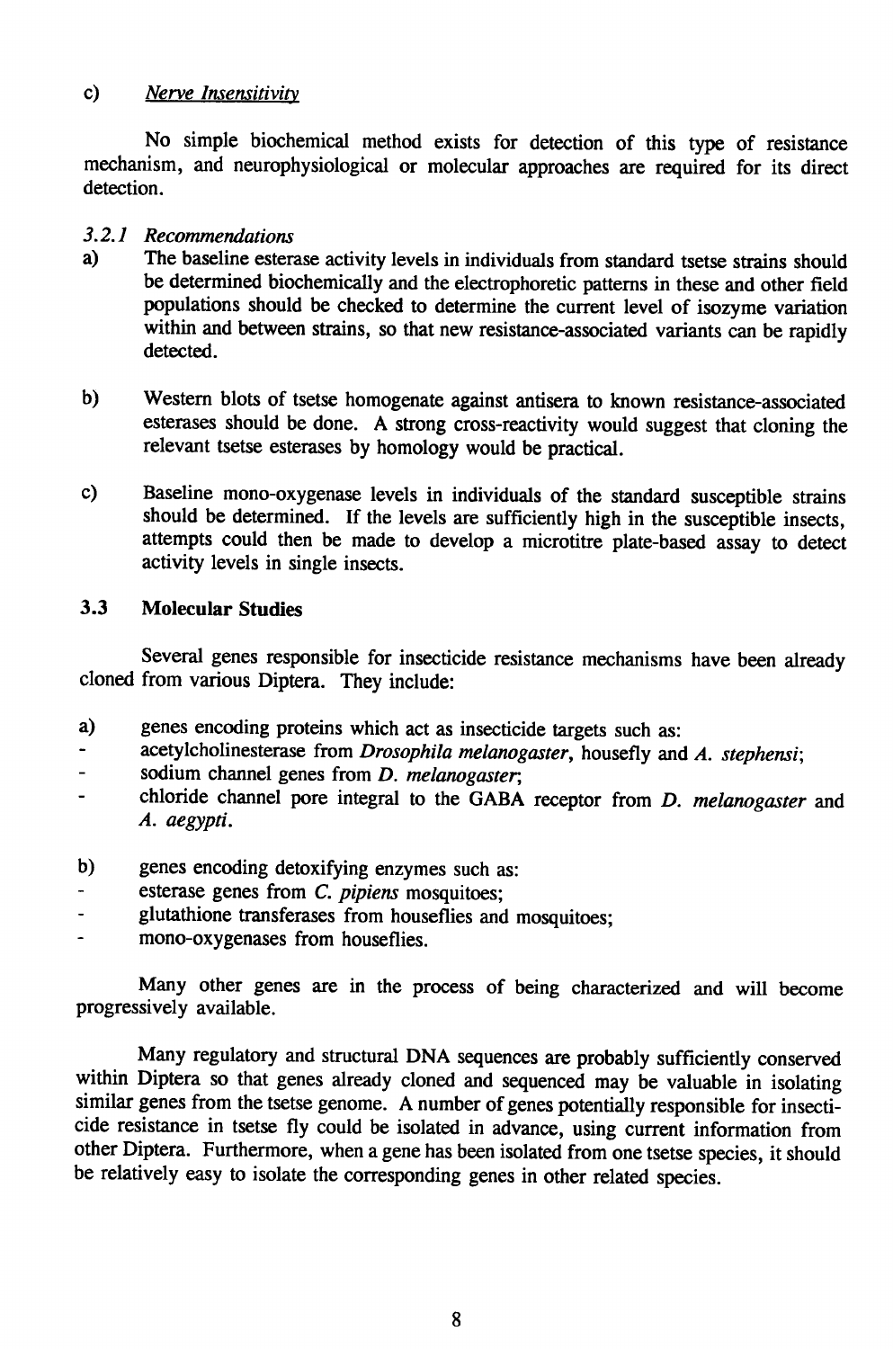c) *Nerve Insensitivity*

No simple biochemical method exists for detection of this type of resistance mechanism, and neurophysiological or molecular approaches are required for its direct detection.

### *3.2.1 Recommendations*

a) The baseline esterase activity levels in individuals from standard tsetse strains should be determined biochemically and the electrophoretic patterns in these and other field populations should be checked to determine the current level of isozyme variation within and between strains, so that new resistance-associated variants can be rapidly detected.

b) Western blots of tsetse homogenate against antisera to known resistance-associated esterases should be done. A strong cross-reactivity would suggest that cloning the relevant tsetse esterases by homology would be practical.

c) Baseline mono-oxygenase levels in individuals of the standard susceptible strains should be determined. If the levels are sufficiently high in the susceptible insects, attempts could then be made to develop a microtitre plate-based assay to detect activity levels in single insects.

## 3.3 Molecular Studies

Several genes responsible for insecticide resistance mechanisms have been already cloned from various Diptera. They include:

a) genes encoding proteins which act as insecticide targets such as:
- acetylcholinesterase from *Drosophila melanogaster*, housefly and *A. stephensi*;
- sodium channel genes from *D. melanogaster*;
- chloride channel pore integral to the GABA receptor from *D. melanogaster* and *A. aegypti*.

b) genes encoding detoxifying enzymes such as:
- esterase genes from *C. pipiens* mosquitoes;
- glutathione transferases from houseflies and mosquitoes;
- mono-oxygenases from houseflies.

Many other genes are in the process of being characterized and will become progressively available.

Many regulatory and structural DNA sequences are probably sufficiently conserved within Diptera so that genes already cloned and sequenced may be valuable in isolating similar genes from the tsetse genome. A number of genes potentially responsible for insecticide resistance in tsetse fly could be isolated in advance, using current information from other Diptera. Furthermore, when a gene has been isolated from one tsetse species, it should be relatively easy to isolate the corresponding genes in other related species.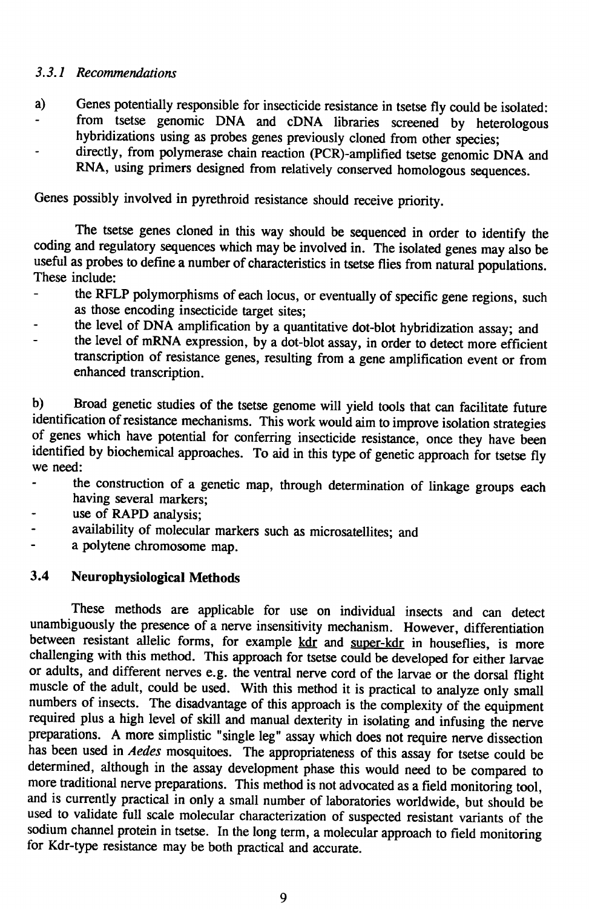### *3.3.1 Recommendations*

a) Genes potentially responsible for insecticide resistance in tsetse fly could be isolated:

- from tsetse genomic DNA and cDNA libraries screened by heterologous hybridizations using as probes genes previously cloned from other species;
- directly, from polymerase chain reaction (PCR)-amplified tsetse genomic DNA and RNA, using primers designed from relatively conserved homologous sequences.

Genes possibly involved in pyrethroid resistance should receive priority.

The tsetse genes cloned in this way should be sequenced in order to identify the coding and regulatory sequences which may be involved in. The isolated genes may also be useful as probes to define a number of characteristics in tsetse flies from natural populations. These include:

- the RFLP polymorphisms of each locus, or eventually of specific gene regions, such as those encoding insecticide target sites;
- the level of DNA amplification by a quantitative dot-blot hybridization assay; and
- the level of mRNA expression, by a dot-blot assay, in order to detect more efficient transcription of resistance genes, resulting from a gene amplification event or from enhanced transcription.

b) Broad genetic studies of the tsetse genome will yield tools that can facilitate future identification of resistance mechanisms. This work would aim to improve isolation strategies of genes which have potential for conferring insecticide resistance, once they have been identified by biochemical approaches. To aid in this type of genetic approach for tsetse fly we need:

- the construction of a genetic map, through determination of linkage groups each having several markers;
- use of RAPD analysis;
- availability of molecular markers such as microsatellites; and
- a polytene chromosome map.

### 3.4 Neurophysiological Methods

These methods are applicable for use on individual insects and can detect unambiguously the presence of a nerve insensitivity mechanism. However, differentiation between resistant allelic forms, for example kdr and super-kdr in houseflies, is more challenging with this method. This approach for tsetse could be developed for either larvae or adults, and different nerves e.g. the ventral nerve cord of the larvae or the dorsal flight muscle of the adult, could be used. With this method it is practical to analyze only small numbers of insects. The disadvantage of this approach is the complexity of the equipment required plus a high level of skill and manual dexterity in isolating and infusing the nerve preparations. A more simplistic "single leg" assay which does not require nerve dissection has been used in *Aedes* mosquitoes. The appropriateness of this assay for tsetse could be determined, although in the assay development phase this would need to be compared to more traditional nerve preparations. This method is not advocated as a field monitoring tool, and is currently practical in only a small number of laboratories worldwide, but should be used to validate full scale molecular characterization of suspected resistant variants of the sodium channel protein in tsetse. In the long term, a molecular approach to field monitoring for Kdr-type resistance may be both practical and accurate.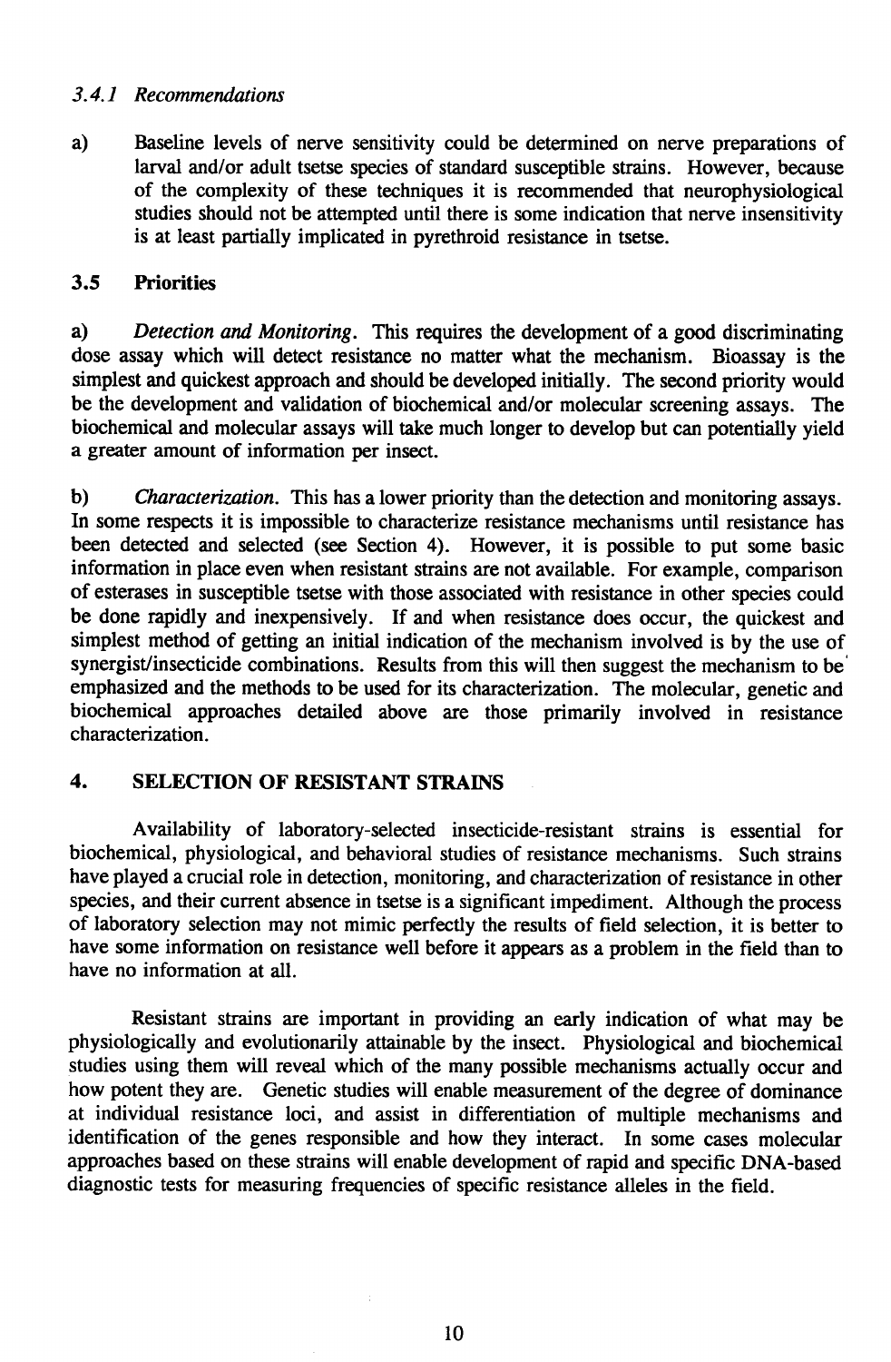### *3.4.1 Recommendations*

a) Baseline levels of nerve sensitivity could be determined on nerve preparations of larval and/or adult tsetse species of standard susceptible strains. However, because of the complexity of these techniques it is recommended that neurophysiological studies should not be attempted until there is some indication that nerve insensitivity is at least partially implicated in pyrethroid resistance in tsetse.

### 3.5 Priorities

a) *Detection and Monitoring*. This requires the development of a good discriminating dose assay which will detect resistance no matter what the mechanism. Bioassay is the simplest and quickest approach and should be developed initially. The second priority would be the development and validation of biochemical and/or molecular screening assays. The biochemical and molecular assays will take much longer to develop but can potentially yield a greater amount of information per insect.

b) *Characterization*. This has a lower priority than the detection and monitoring assays. In some respects it is impossible to characterize resistance mechanisms until resistance has been detected and selected (see Section 4). However, it is possible to put some basic information in place even when resistant strains are not available. For example, comparison of esterases in susceptible tsetse with those associated with resistance in other species could be done rapidly and inexpensively. If and when resistance does occur, the quickest and simplest method of getting an initial indication of the mechanism involved is by the use of synergist/insecticide combinations. Results from this will then suggest the mechanism to be emphasized and the methods to be used for its characterization. The molecular, genetic and biochemical approaches detailed above are those primarily involved in resistance characterization.

## 4. SELECTION OF RESISTANT STRAINS

Availability of laboratory-selected insecticide-resistant strains is essential for biochemical, physiological, and behavioral studies of resistance mechanisms. Such strains have played a crucial role in detection, monitoring, and characterization of resistance in other species, and their current absence in tsetse is a significant impediment. Although the process of laboratory selection may not mimic perfectly the results of field selection, it is better to have some information on resistance well before it appears as a problem in the field than to have no information at all.

Resistant strains are important in providing an early indication of what may be physiologically and evolutionarily attainable by the insect. Physiological and biochemical studies using them will reveal which of the many possible mechanisms actually occur and how potent they are. Genetic studies will enable measurement of the degree of dominance at individual resistance loci, and assist in differentiation of multiple mechanisms and identification of the genes responsible and how they interact. In some cases molecular approaches based on these strains will enable development of rapid and specific DNA-based diagnostic tests for measuring frequencies of specific resistance alleles in the field.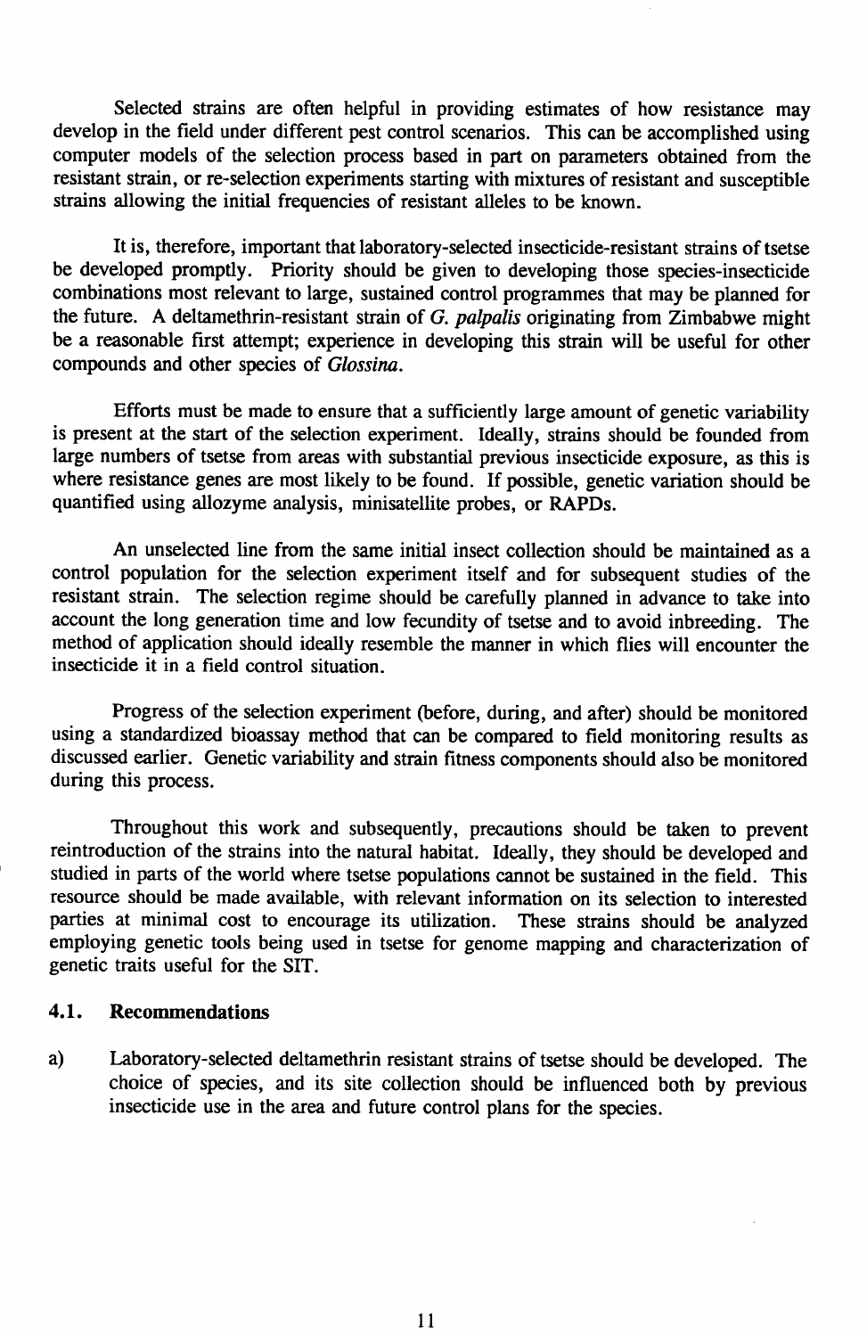Selected strains are often helpful in providing estimates of how resistance may develop in the field under different pest control scenarios. This can be accomplished using computer models of the selection process based in part on parameters obtained from the resistant strain, or re-selection experiments starting with mixtures of resistant and susceptible strains allowing the initial frequencies of resistant alleles to be known.

It is, therefore, important that laboratory-selected insecticide-resistant strains of tsetse be developed promptly. Priority should be given to developing those species-insecticide combinations most relevant to large, sustained control programmes that may be planned for the future. A deltamethrin-resistant strain of *G. palpalis* originating from Zimbabwe might be a reasonable first attempt; experience in developing this strain will be useful for other compounds and other species of *Glossina*.

Efforts must be made to ensure that a sufficiently large amount of genetic variability is present at the start of the selection experiment. Ideally, strains should be founded from large numbers of tsetse from areas with substantial previous insecticide exposure, as this is where resistance genes are most likely to be found. If possible, genetic variation should be quantified using allozyme analysis, minisatellite probes, or RAPDs.

An unselected line from the same initial insect collection should be maintained as a control population for the selection experiment itself and for subsequent studies of the resistant strain. The selection regime should be carefully planned in advance to take into account the long generation time and low fecundity of tsetse and to avoid inbreeding. The method of application should ideally resemble the manner in which flies will encounter the insecticide it in a field control situation.

Progress of the selection experiment (before, during, and after) should be monitored using a standardized bioassay method that can be compared to field monitoring results as discussed earlier. Genetic variability and strain fitness components should also be monitored during this process.

Throughout this work and subsequently, precautions should be taken to prevent reintroduction of the strains into the natural habitat. Ideally, they should be developed and studied in parts of the world where tsetse populations cannot be sustained in the field. This resource should be made available, with relevant information on its selection to interested parties at minimal cost to encourage its utilization. These strains should be analyzed employing genetic tools being used in tsetse for genome mapping and characterization of genetic traits useful for the SIT.

### 4.1. Recommendations

a) Laboratory-selected deltamethrin resistant strains of tsetse should be developed. The choice of species, and its site collection should be influenced both by previous insecticide use in the area and future control plans for the species.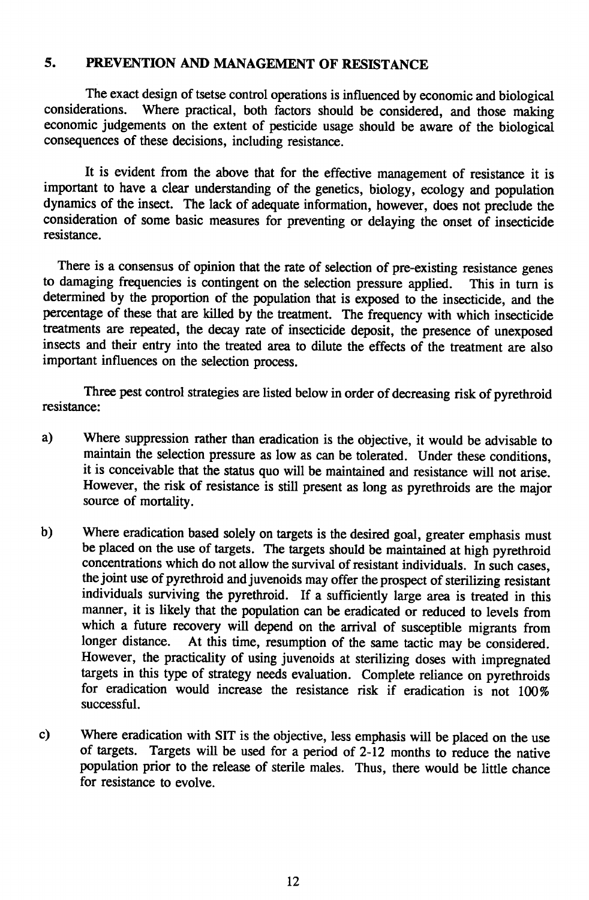## 5. PREVENTION AND MANAGEMENT OF RESISTANCE

The exact design of tsetse control operations is influenced by economic and biological considerations. Where practical, both factors should be considered, and those making economic judgements on the extent of pesticide usage should be aware of the biological consequences of these decisions, including resistance.

It is evident from the above that for the effective management of resistance it is important to have a clear understanding of the genetics, biology, ecology and population dynamics of the insect. The lack of adequate information, however, does not preclude the consideration of some basic measures for preventing or delaying the onset of insecticide resistance.

There is a consensus of opinion that the rate of selection of pre-existing resistance genes to damaging frequencies is contingent on the selection pressure applied. This in turn is determined by the proportion of the population that is exposed to the insecticide, and the percentage of these that are killed by the treatment. The frequency with which insecticide treatments are repeated, the decay rate of insecticide deposit, the presence of unexposed insects and their entry into the treated area to dilute the effects of the treatment are also important influences on the selection process.

Three pest control strategies are listed below in order of decreasing risk of pyrethroid resistance:

a) Where suppression rather than eradication is the objective, it would be advisable to maintain the selection pressure as low as can be tolerated. Under these conditions, it is conceivable that the status quo will be maintained and resistance will not arise. However, the risk of resistance is still present as long as pyrethroids are the major source of mortality.

b) Where eradication based solely on targets is the desired goal, greater emphasis must be placed on the use of targets. The targets should be maintained at high pyrethroid concentrations which do not allow the survival of resistant individuals. In such cases, the joint use of pyrethroid and juvenoids may offer the prospect of sterilizing resistant individuals surviving the pyrethroid. If a sufficiently large area is treated in this manner, it is likely that the population can be eradicated or reduced to levels from which a future recovery will depend on the arrival of susceptible migrants from longer distance. At this time, resumption of the same tactic may be considered. However, the practicality of using juvenoids at sterilizing doses with impregnated targets in this type of strategy needs evaluation. Complete reliance on pyrethroids for eradication would increase the resistance risk if eradication is not 100% successful.

c) Where eradication with SIT is the objective, less emphasis will be placed on the use of targets. Targets will be used for a period of 2-12 months to reduce the native population prior to the release of sterile males. Thus, there would be little chance for resistance to evolve.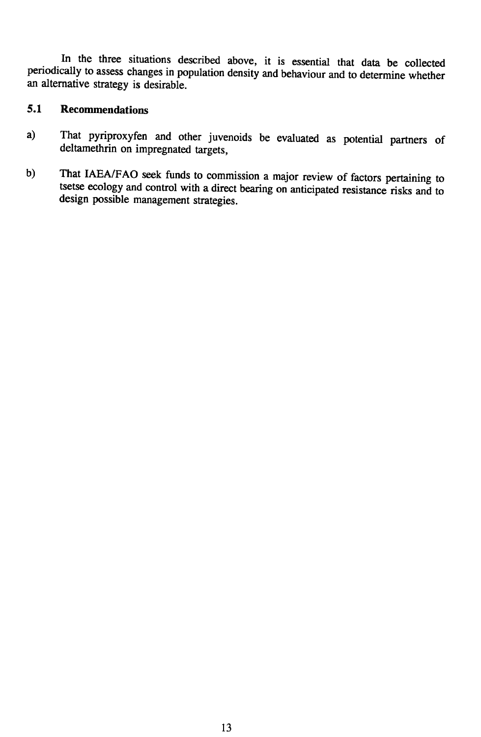In the three situations described above, it is essential that data be collected periodically to assess changes in population density and behaviour and to determine whether an alternative strategy is desirable.

### 5.1 Recommendations

a) That pyriproxyfen and other juvenoids be evaluated as potential partners of deltamethrin on impregnated targets,

b) That IAEA/FAO seek funds to commission a major review of factors pertaining to tsetse ecology and control with a direct bearing on anticipated resistance risks and to design possible management strategies.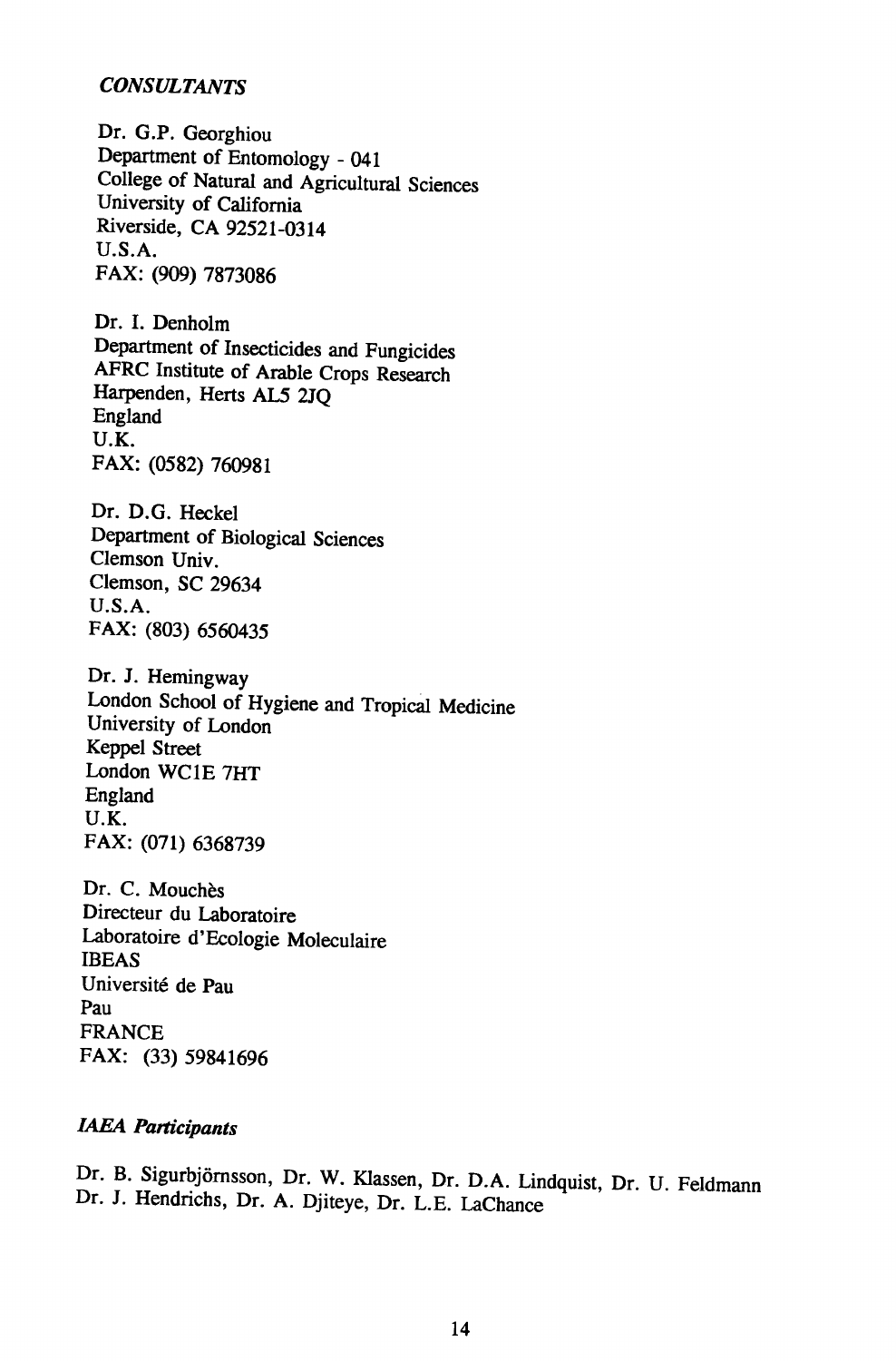*CONSULTANTS*

Dr. G.P. Georghiou
Department of Entomology - 041
College of Natural and Agricultural Sciences
University of California
Riverside, CA 92521-0314
U.S.A.
FAX: (909) 7873086

Dr. I. Denholm
Department of Insecticides and Fungicides
AFRC Institute of Arable Crops Research
Harpenden, Herts AL5 2JQ
England
U.K.
FAX: (0582) 760981

Dr. D.G. Heckel
Department of Biological Sciences
Clemson Univ.
Clemson, SC 29634
U.S.A.
FAX: (803) 6560435

Dr. J. Hemingway
London School of Hygiene and Tropical Medicine
University of London
Keppel Street
London WC1E 7HT
England
U.K.
FAX: (071) 6368739

Dr. C. Mouchès
Directeur du Laboratoire
Laboratoire d'Ecologie Moleculaire
IBEAS
Université de Pau
Pau
FRANCE
FAX: (33) 59841696

*IAEA Participants*

Dr. B. Sigurbjörnsson, Dr. W. Klassen, Dr. D.A. Lindquist, Dr. U. Feldmann
Dr. J. Hendrichs, Dr. A. Djiteye, Dr. L.E. LaChance